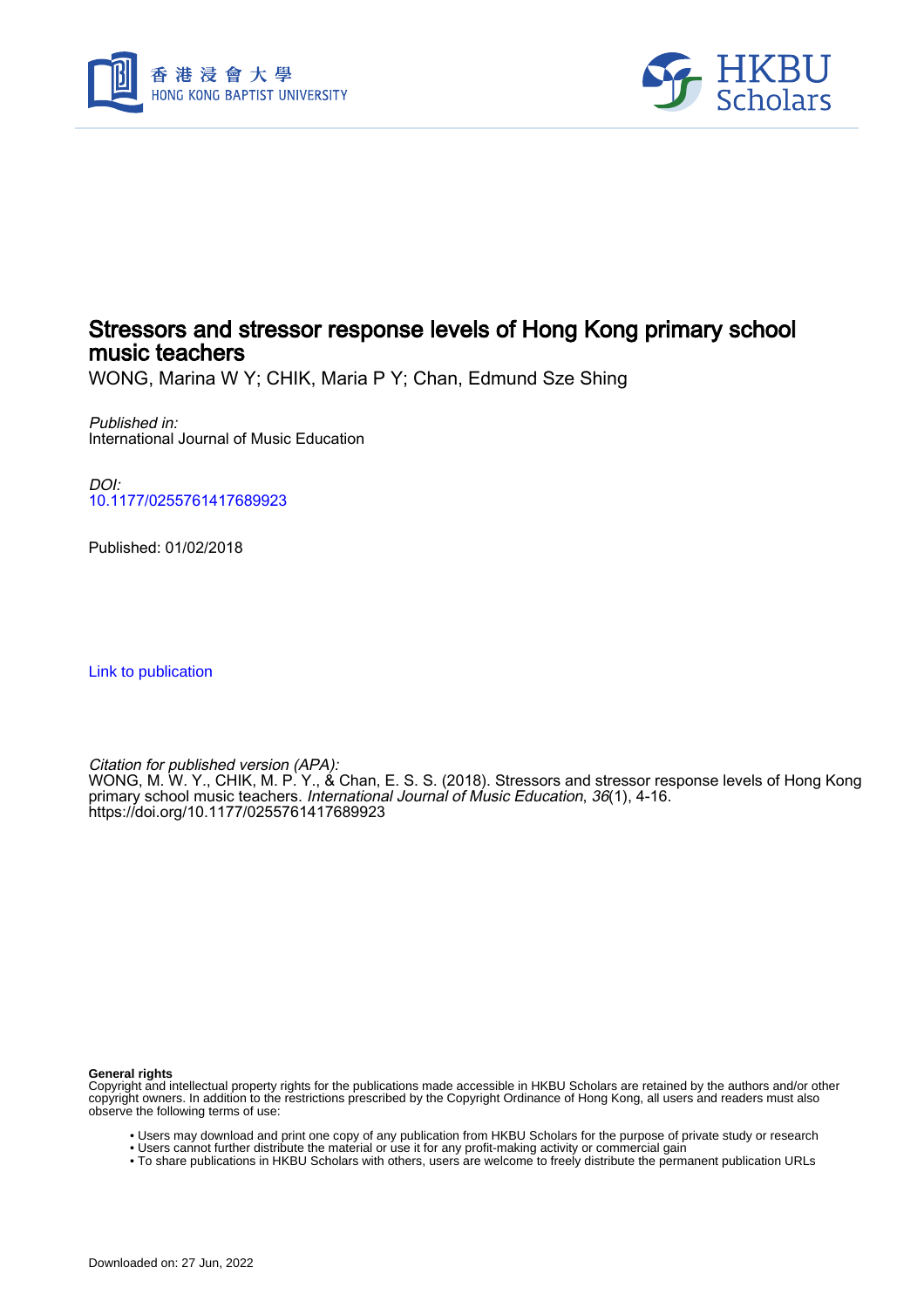# Stressors and stressor response levels of Hong Kong primary school music teachers

WONG, Marina W Y; CHIK, Maria P Y; Chan, Edmund Sze Shing

*Published in:*
International Journal of Music Education

*DOI:*
10.1177/0255761417689923

Published: 01/02/2018

Link to publication

*Citation for published version (APA):*
WONG, M. W. Y., CHIK, M. P. Y., & Chan, E. S. S. (2018). Stressors and stressor response levels of Hong Kong primary school music teachers. *International Journal of Music Education*, *36*(1), 4-16. https://doi.org/10.1177/0255761417689923

**General rights**
Copyright and intellectual property rights for the publications made accessible in HKBU Scholars are retained by the authors and/or other copyright owners. In addition to the restrictions prescribed by the Copyright Ordinance of Hong Kong, all users and readers must also observe the following terms of use:

- Users may download and print one copy of any publication from HKBU Scholars for the purpose of private study or research
- Users cannot further distribute the material or use it for any profit-making activity or commercial gain
- To share publications in HKBU Scholars with others, users are welcome to freely distribute the permanent publication URLs

Downloaded on: 27 Jun, 2022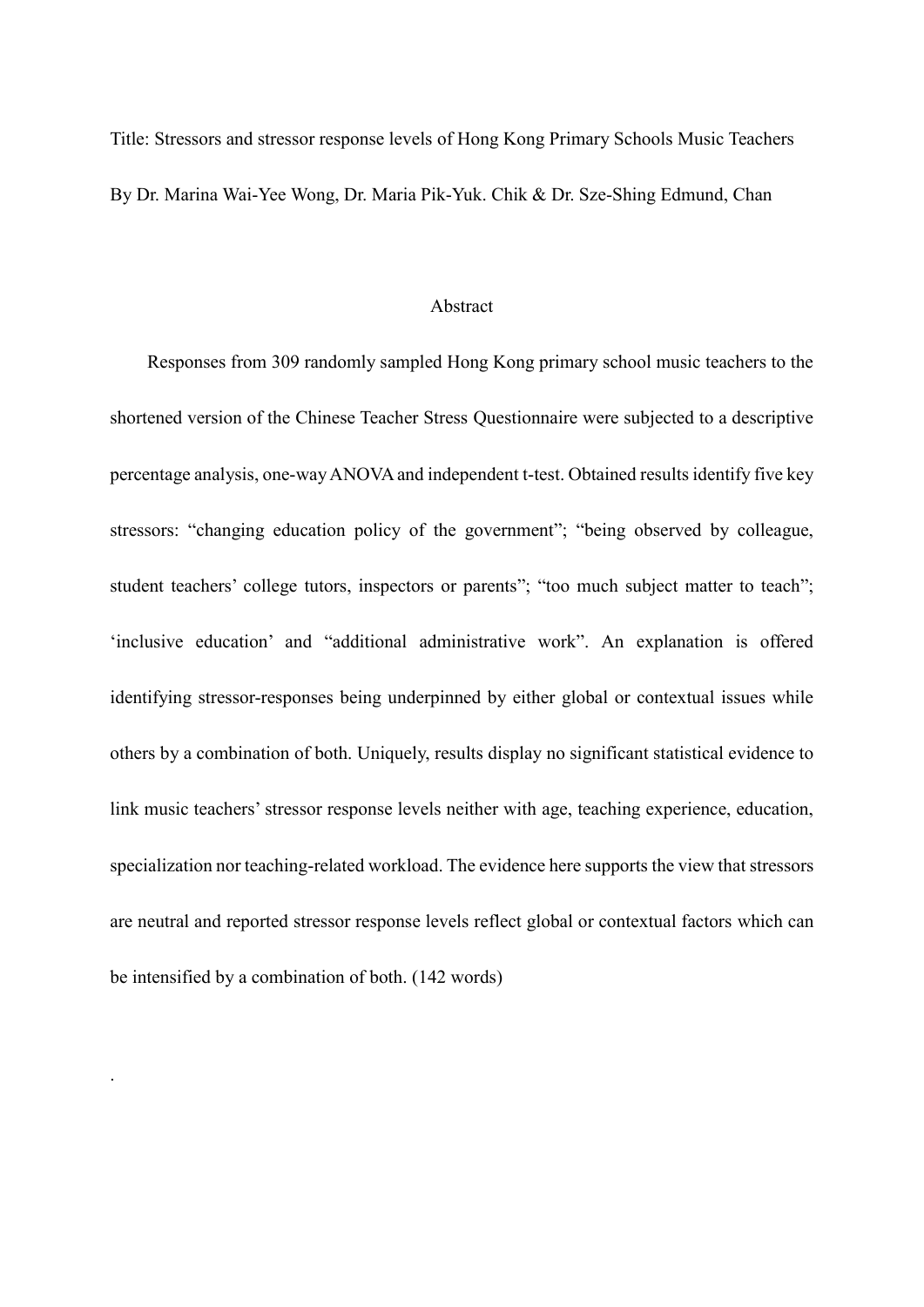Title: Stressors and stressor response levels of Hong Kong Primary Schools Music Teachers

By Dr. Marina Wai-Yee Wong, Dr. Maria Pik-Yuk. Chik & Dr. Sze-Shing Edmund, Chan

## Abstract

Responses from 309 randomly sampled Hong Kong primary school music teachers to the shortened version of the Chinese Teacher Stress Questionnaire were subjected to a descriptive percentage analysis, one-way ANOVA and independent t-test. Obtained results identify five key stressors: "changing education policy of the government"; "being observed by colleague, student teachers' college tutors, inspectors or parents"; "too much subject matter to teach"; 'inclusive education' and "additional administrative work". An explanation is offered identifying stressor-responses being underpinned by either global or contextual issues while others by a combination of both. Uniquely, results display no significant statistical evidence to link music teachers' stressor response levels neither with age, teaching experience, education, specialization nor teaching-related workload. The evidence here supports the view that stressors are neutral and reported stressor response levels reflect global or contextual factors which can be intensified by a combination of both. (142 words)

.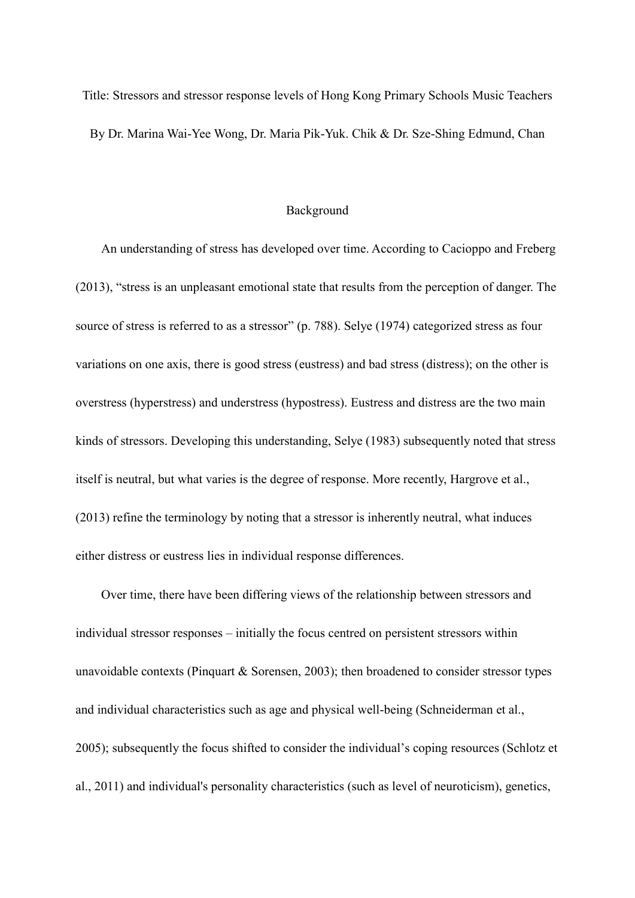Title: Stressors and stressor response levels of Hong Kong Primary Schools Music Teachers

By Dr. Marina Wai-Yee Wong, Dr. Maria Pik-Yuk. Chik & Dr. Sze-Shing Edmund, Chan

## Background

An understanding of stress has developed over time. According to Cacioppo and Freberg (2013), "stress is an unpleasant emotional state that results from the perception of danger. The source of stress is referred to as a stressor" (p. 788). Selye (1974) categorized stress as four variations on one axis, there is good stress (eustress) and bad stress (distress); on the other is overstress (hyperstress) and understress (hypostress). Eustress and distress are the two main kinds of stressors. Developing this understanding, Selye (1983) subsequently noted that stress itself is neutral, but what varies is the degree of response. More recently, Hargrove et al., (2013) refine the terminology by noting that a stressor is inherently neutral, what induces either distress or eustress lies in individual response differences.

Over time, there have been differing views of the relationship between stressors and individual stressor responses – initially the focus centred on persistent stressors within unavoidable contexts (Pinquart & Sorensen, 2003); then broadened to consider stressor types and individual characteristics such as age and physical well-being (Schneiderman et al., 2005); subsequently the focus shifted to consider the individual's coping resources (Schlotz et al., 2011) and individual's personality characteristics (such as level of neuroticism), genetics,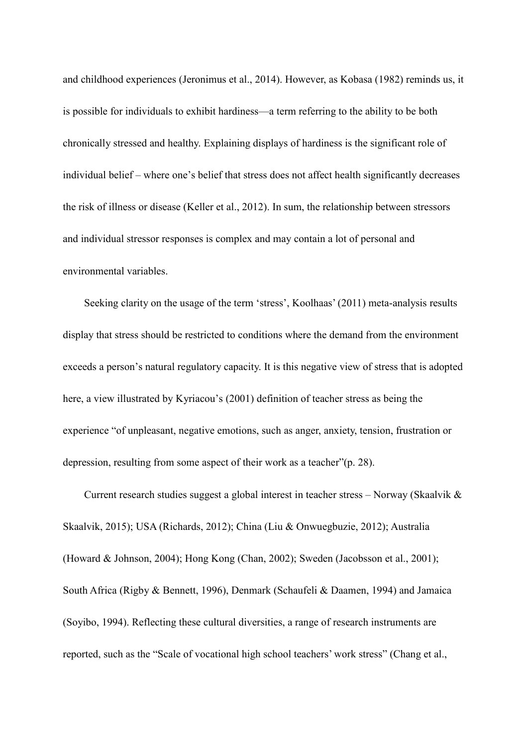and childhood experiences (Jeronimus et al., 2014). However, as Kobasa (1982) reminds us, it is possible for individuals to exhibit hardiness—a term referring to the ability to be both chronically stressed and healthy. Explaining displays of hardiness is the significant role of individual belief – where one's belief that stress does not affect health significantly decreases the risk of illness or disease (Keller et al., 2012). In sum, the relationship between stressors and individual stressor responses is complex and may contain a lot of personal and environmental variables.

Seeking clarity on the usage of the term 'stress', Koolhaas' (2011) meta-analysis results display that stress should be restricted to conditions where the demand from the environment exceeds a person's natural regulatory capacity. It is this negative view of stress that is adopted here, a view illustrated by Kyriacou's (2001) definition of teacher stress as being the experience "of unpleasant, negative emotions, such as anger, anxiety, tension, frustration or depression, resulting from some aspect of their work as a teacher"(p. 28).

Current research studies suggest a global interest in teacher stress – Norway (Skaalvik & Skaalvik, 2015); USA (Richards, 2012); China (Liu & Onwuegbuzie, 2012); Australia (Howard & Johnson, 2004); Hong Kong (Chan, 2002); Sweden (Jacobsson et al., 2001); South Africa (Rigby & Bennett, 1996), Denmark (Schaufeli & Daamen, 1994) and Jamaica (Soyibo, 1994). Reflecting these cultural diversities, a range of research instruments are reported, such as the "Scale of vocational high school teachers' work stress" (Chang et al.,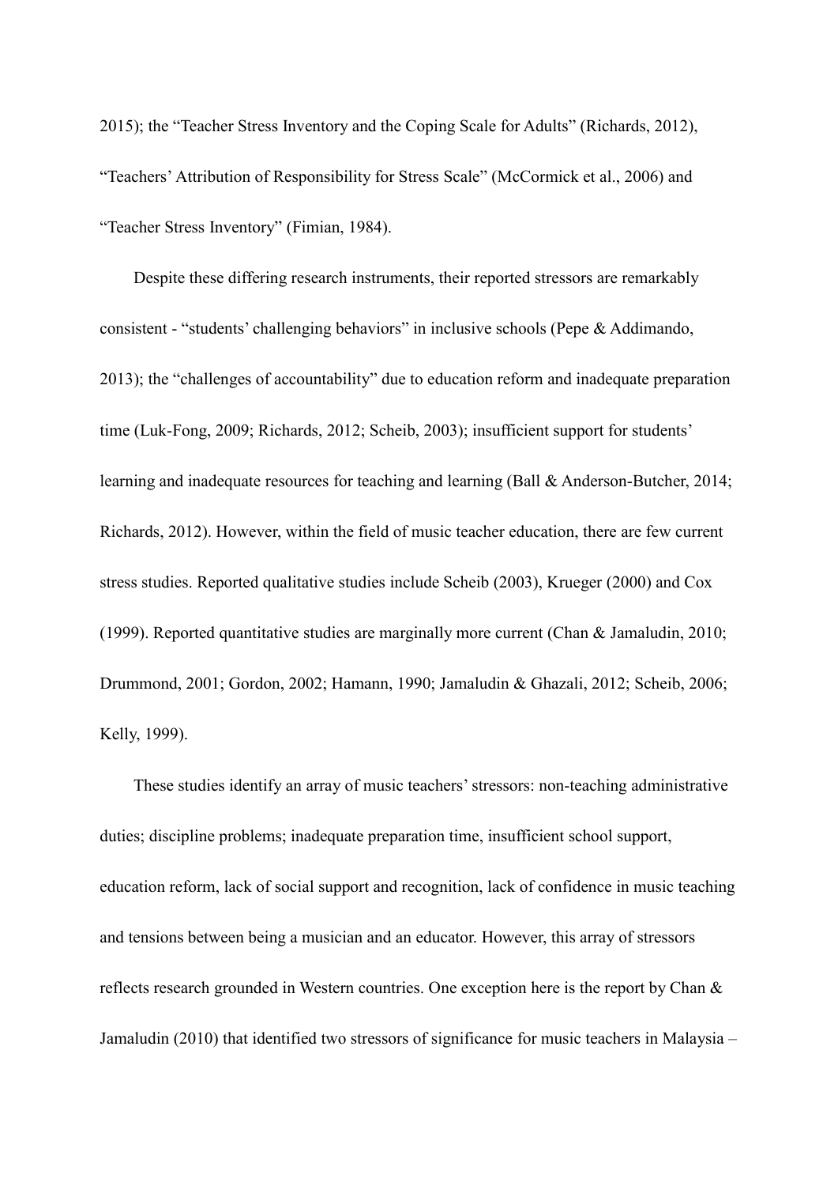2015); the “Teacher Stress Inventory and the Coping Scale for Adults” (Richards, 2012), “Teachers’ Attribution of Responsibility for Stress Scale” (McCormick et al., 2006) and “Teacher Stress Inventory” (Fimian, 1984).

Despite these differing research instruments, their reported stressors are remarkably consistent - “students’ challenging behaviors” in inclusive schools (Pepe & Addimando, 2013); the “challenges of accountability” due to education reform and inadequate preparation time (Luk-Fong, 2009; Richards, 2012; Scheib, 2003); insufficient support for students’ learning and inadequate resources for teaching and learning (Ball & Anderson-Butcher, 2014; Richards, 2012). However, within the field of music teacher education, there are few current stress studies. Reported qualitative studies include Scheib (2003), Krueger (2000) and Cox (1999). Reported quantitative studies are marginally more current (Chan & Jamaludin, 2010; Drummond, 2001; Gordon, 2002; Hamann, 1990; Jamaludin & Ghazali, 2012; Scheib, 2006; Kelly, 1999).

These studies identify an array of music teachers’ stressors: non-teaching administrative duties; discipline problems; inadequate preparation time, insufficient school support, education reform, lack of social support and recognition, lack of confidence in music teaching and tensions between being a musician and an educator. However, this array of stressors reflects research grounded in Western countries. One exception here is the report by Chan & Jamaludin (2010) that identified two stressors of significance for music teachers in Malaysia –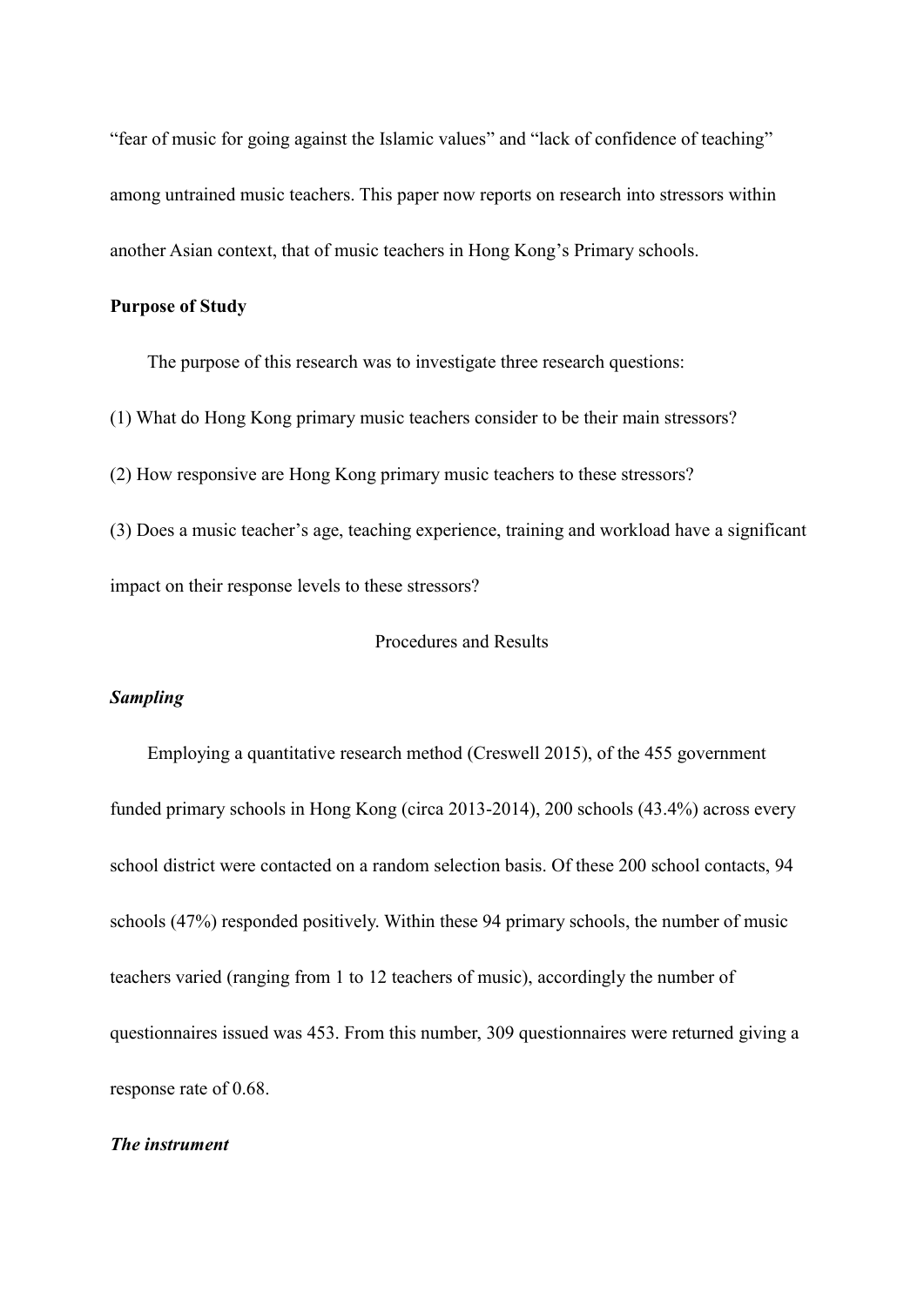"fear of music for going against the Islamic values" and "lack of confidence of teaching" among untrained music teachers. This paper now reports on research into stressors within another Asian context, that of music teachers in Hong Kong's Primary schools.

**Purpose of Study**

The purpose of this research was to investigate three research questions:

(1) What do Hong Kong primary music teachers consider to be their main stressors?

(2) How responsive are Hong Kong primary music teachers to these stressors?

(3) Does a music teacher's age, teaching experience, training and workload have a significant impact on their response levels to these stressors?

Procedures and Results

***Sampling***

Employing a quantitative research method (Creswell 2015), of the 455 government funded primary schools in Hong Kong (circa 2013-2014), 200 schools (43.4%) across every school district were contacted on a random selection basis. Of these 200 school contacts, 94 schools (47%) responded positively. Within these 94 primary schools, the number of music teachers varied (ranging from 1 to 12 teachers of music), accordingly the number of questionnaires issued was 453. From this number, 309 questionnaires were returned giving a response rate of 0.68.

***The instrument***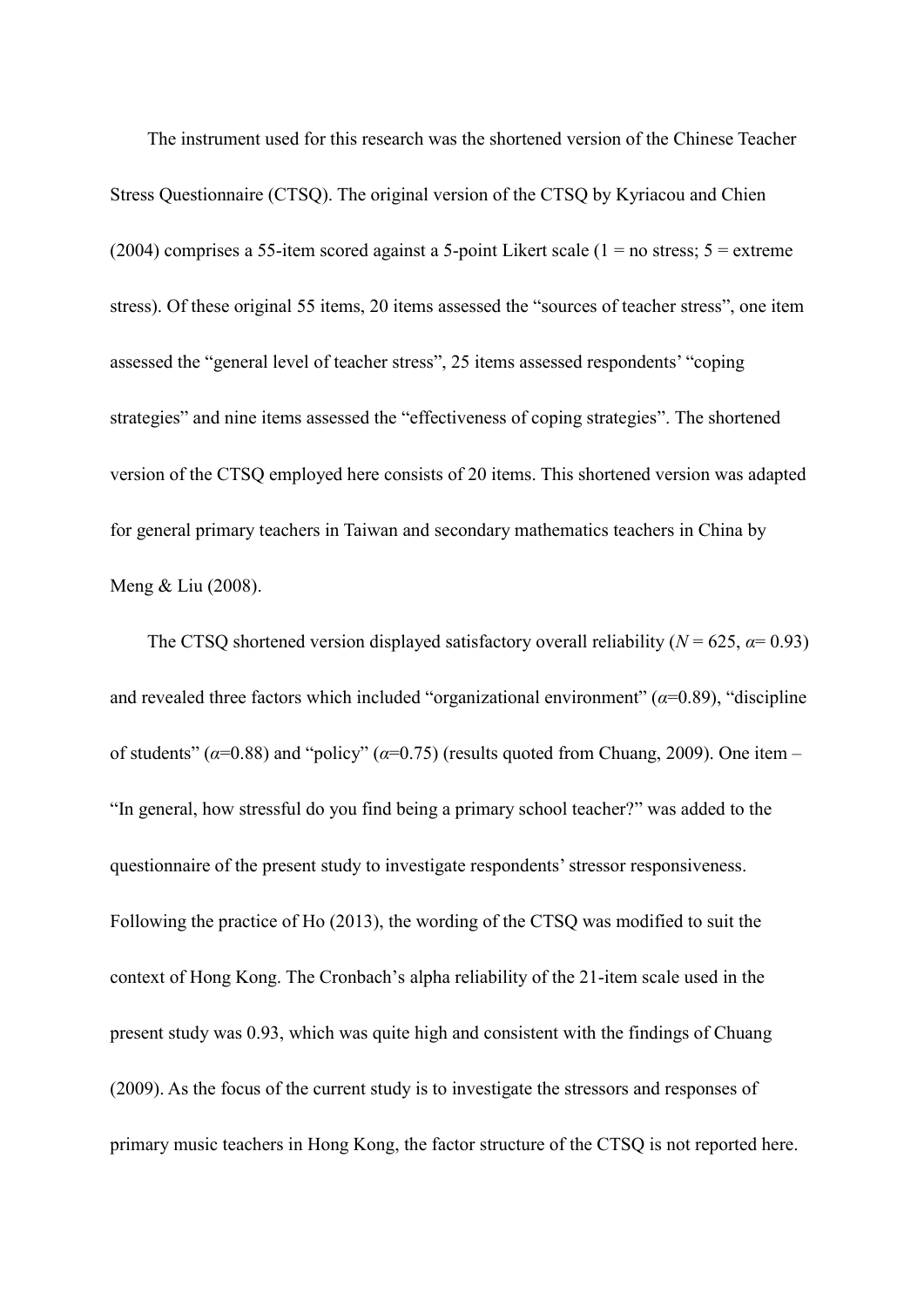The instrument used for this research was the shortened version of the Chinese Teacher Stress Questionnaire (CTSQ). The original version of the CTSQ by Kyriacou and Chien (2004) comprises a 55-item scored against a 5-point Likert scale (1 = no stress; 5 = extreme stress). Of these original 55 items, 20 items assessed the "sources of teacher stress", one item assessed the "general level of teacher stress", 25 items assessed respondents' "coping strategies" and nine items assessed the "effectiveness of coping strategies". The shortened version of the CTSQ employed here consists of 20 items. This shortened version was adapted for general primary teachers in Taiwan and secondary mathematics teachers in China by Meng & Liu (2008).

The CTSQ shortened version displayed satisfactory overall reliability ($N$ = 625, $\alpha$= 0.93) and revealed three factors which included "organizational environment" ($\alpha$=0.89), "discipline of students" ($\alpha$=0.88) and "policy" ($\alpha$=0.75) (results quoted from Chuang, 2009). One item – "In general, how stressful do you find being a primary school teacher?" was added to the questionnaire of the present study to investigate respondents' stressor responsiveness. Following the practice of Ho (2013), the wording of the CTSQ was modified to suit the context of Hong Kong. The Cronbach's alpha reliability of the 21-item scale used in the present study was 0.93, which was quite high and consistent with the findings of Chuang (2009). As the focus of the current study is to investigate the stressors and responses of primary music teachers in Hong Kong, the factor structure of the CTSQ is not reported here.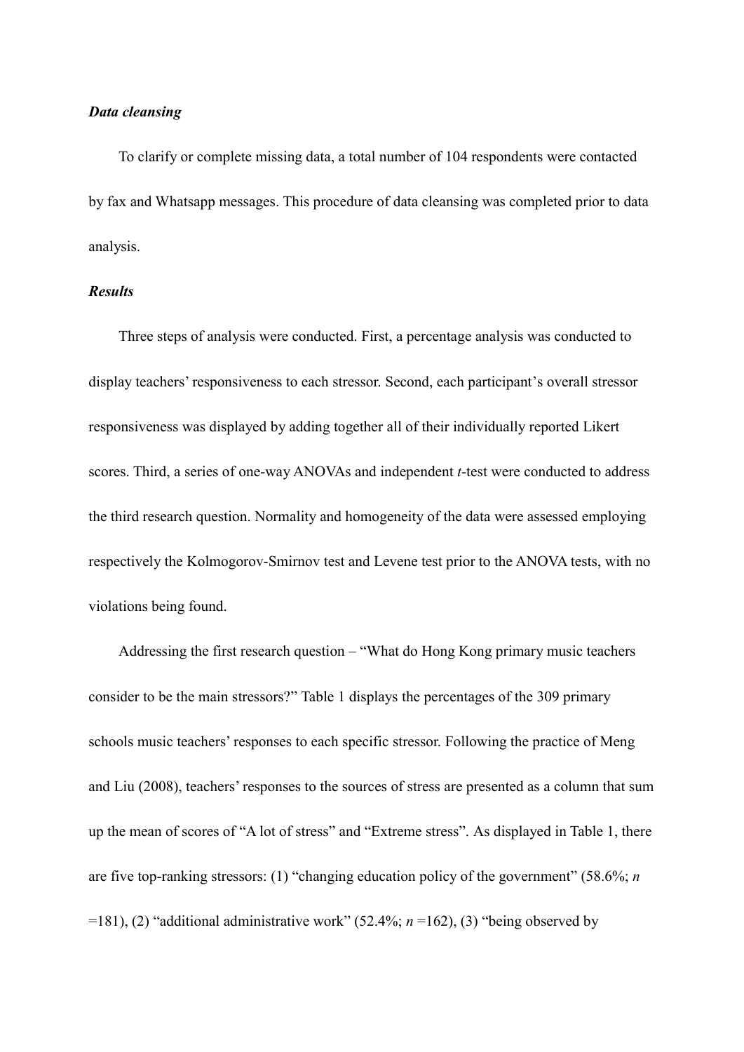***Data cleansing***

To clarify or complete missing data, a total number of 104 respondents were contacted by fax and Whatsapp messages. This procedure of data cleansing was completed prior to data analysis.

***Results***

Three steps of analysis were conducted. First, a percentage analysis was conducted to display teachers' responsiveness to each stressor. Second, each participant's overall stressor responsiveness was displayed by adding together all of their individually reported Likert scores. Third, a series of one-way ANOVAs and independent *t*-test were conducted to address the third research question. Normality and homogeneity of the data were assessed employing respectively the Kolmogorov-Smirnov test and Levene test prior to the ANOVA tests, with no violations being found.

Addressing the first research question – "What do Hong Kong primary music teachers consider to be the main stressors?" Table 1 displays the percentages of the 309 primary schools music teachers' responses to each specific stressor. Following the practice of Meng and Liu (2008), teachers' responses to the sources of stress are presented as a column that sum up the mean of scores of "A lot of stress" and "Extreme stress". As displayed in Table 1, there are five top-ranking stressors: (1) "changing education policy of the government" (58.6%; $n = 181$), (2) "additional administrative work" (52.4%; $n = 162$), (3) "being observed by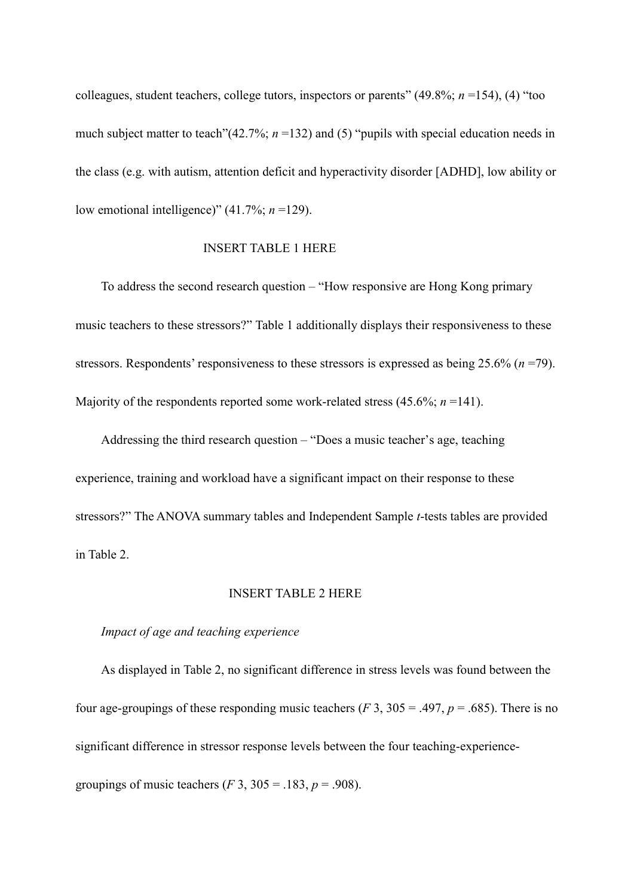colleagues, student teachers, college tutors, inspectors or parents" (49.8%; $n$ =154), (4) "too much subject matter to teach"(42.7%; $n$ =132) and (5) "pupils with special education needs in the class (e.g. with autism, attention deficit and hyperactivity disorder [ADHD], low ability or low emotional intelligence)" (41.7%; $n$ =129).

INSERT TABLE 1 HERE

To address the second research question – "How responsive are Hong Kong primary music teachers to these stressors?" Table 1 additionally displays their responsiveness to these stressors. Respondents' responsiveness to these stressors is expressed as being 25.6% ($n$ =79). Majority of the respondents reported some work-related stress (45.6%; $n$ =141).

Addressing the third research question – "Does a music teacher's age, teaching experience, training and workload have a significant impact on their response to these stressors?" The ANOVA summary tables and Independent Sample $t$-tests tables are provided in Table 2.

INSERT TABLE 2 HERE

*Impact of age and teaching experience*

As displayed in Table 2, no significant difference in stress levels was found between the four age-groupings of these responding music teachers ($F$ 3, 305 = .497, $p$ = .685). There is no significant difference in stressor response levels between the four teaching-experience-groupings of music teachers ($F$ 3, 305 = .183, $p$ = .908).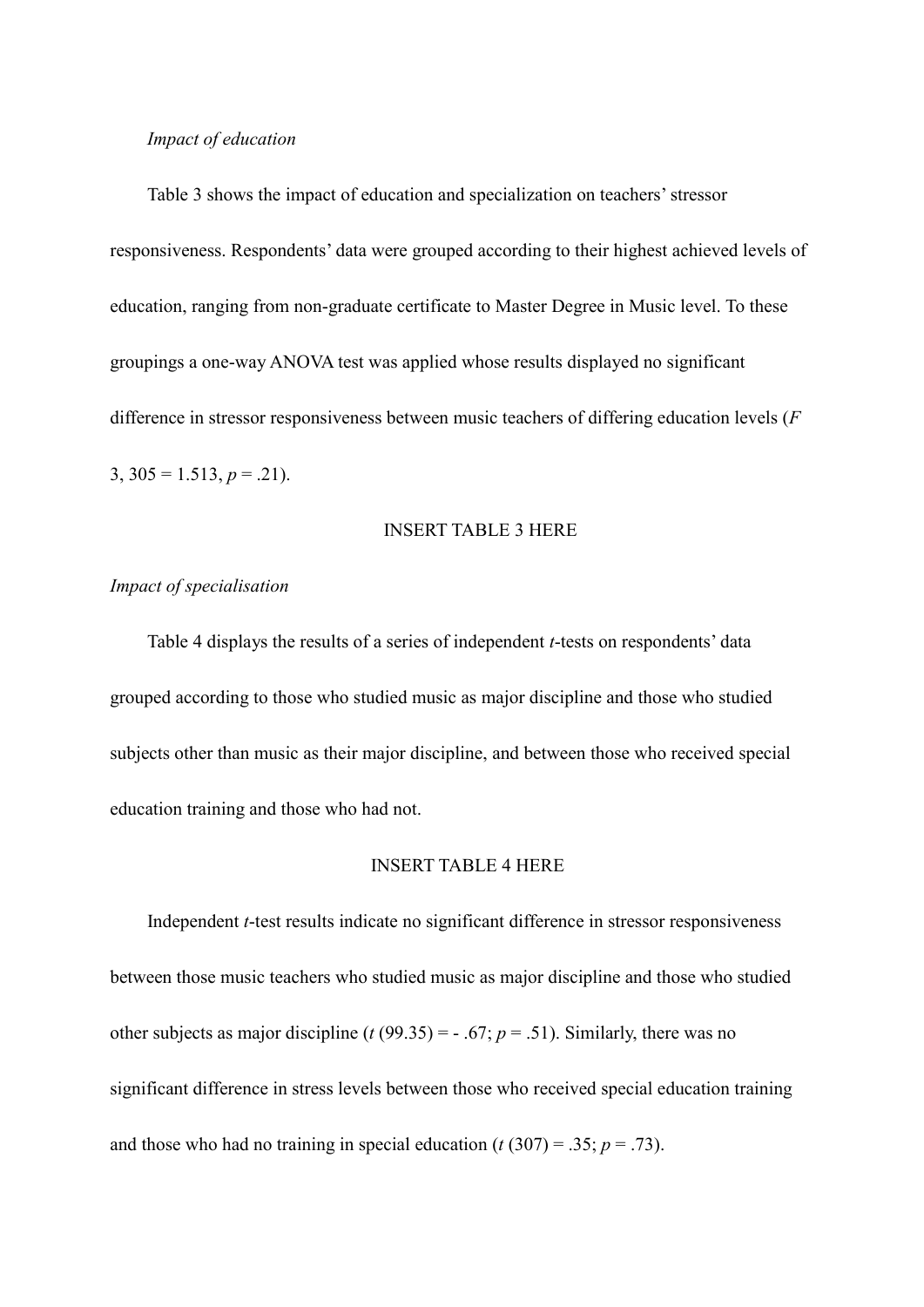*Impact of education*

Table 3 shows the impact of education and specialization on teachers' stressor responsiveness. Respondents' data were grouped according to their highest achieved levels of education, ranging from non-graduate certificate to Master Degree in Music level. To these groupings a one-way ANOVA test was applied whose results displayed no significant difference in stressor responsiveness between music teachers of differing education levels ($F$ 3, 305 = 1.513, $p$ = .21).

INSERT TABLE 3 HERE

*Impact of specialisation*

Table 4 displays the results of a series of independent $t$-tests on respondents' data grouped according to those who studied music as major discipline and those who studied subjects other than music as their major discipline, and between those who received special education training and those who had not.

INSERT TABLE 4 HERE

Independent $t$-test results indicate no significant difference in stressor responsiveness between those music teachers who studied music as major discipline and those who studied other subjects as major discipline ($t$ (99.35) = - .67; $p$ = .51). Similarly, there was no significant difference in stress levels between those who received special education training and those who had no training in special education ($t$ (307) = .35; $p$ = .73).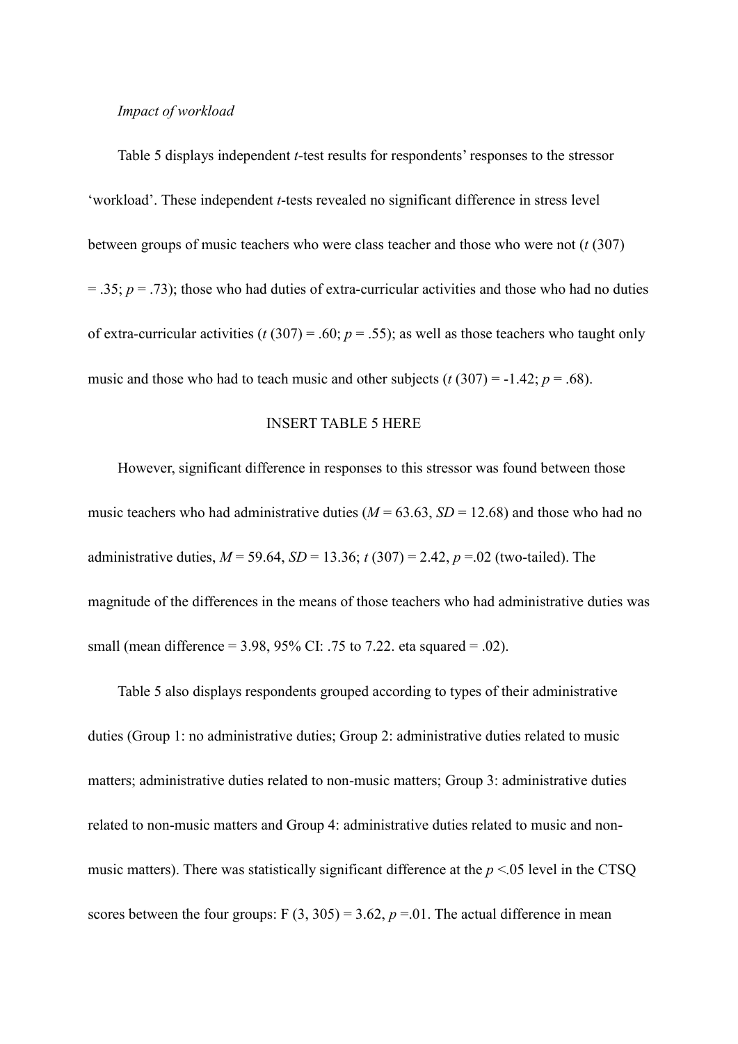*Impact of workload*

Table 5 displays independent *t*-test results for respondents' responses to the stressor 'workload'. These independent *t*-tests revealed no significant difference in stress level between groups of music teachers who were class teacher and those who were not ($t$ (307) = .35; $p$ = .73); those who had duties of extra-curricular activities and those who had no duties of extra-curricular activities ($t$ (307) = .60; $p$ = .55); as well as those teachers who taught only music and those who had to teach music and other subjects ($t$ (307) = -1.42; $p$ = .68).

INSERT TABLE 5 HERE

However, significant difference in responses to this stressor was found between those music teachers who had administrative duties ($M$ = 63.63, $SD$ = 12.68) and those who had no administrative duties, $M$ = 59.64, $SD$ = 13.36; $t$ (307) = 2.42, $p$ =.02 (two-tailed). The magnitude of the differences in the means of those teachers who had administrative duties was small (mean difference = 3.98, 95% CI: .75 to 7.22. eta squared = .02).

Table 5 also displays respondents grouped according to types of their administrative duties (Group 1: no administrative duties; Group 2: administrative duties related to music matters; administrative duties related to non-music matters; Group 3: administrative duties related to non-music matters and Group 4: administrative duties related to music and non-music matters). There was statistically significant difference at the $p$ <.05 level in the CTSQ scores between the four groups: F (3, 305) = 3.62, $p$ =.01. The actual difference in mean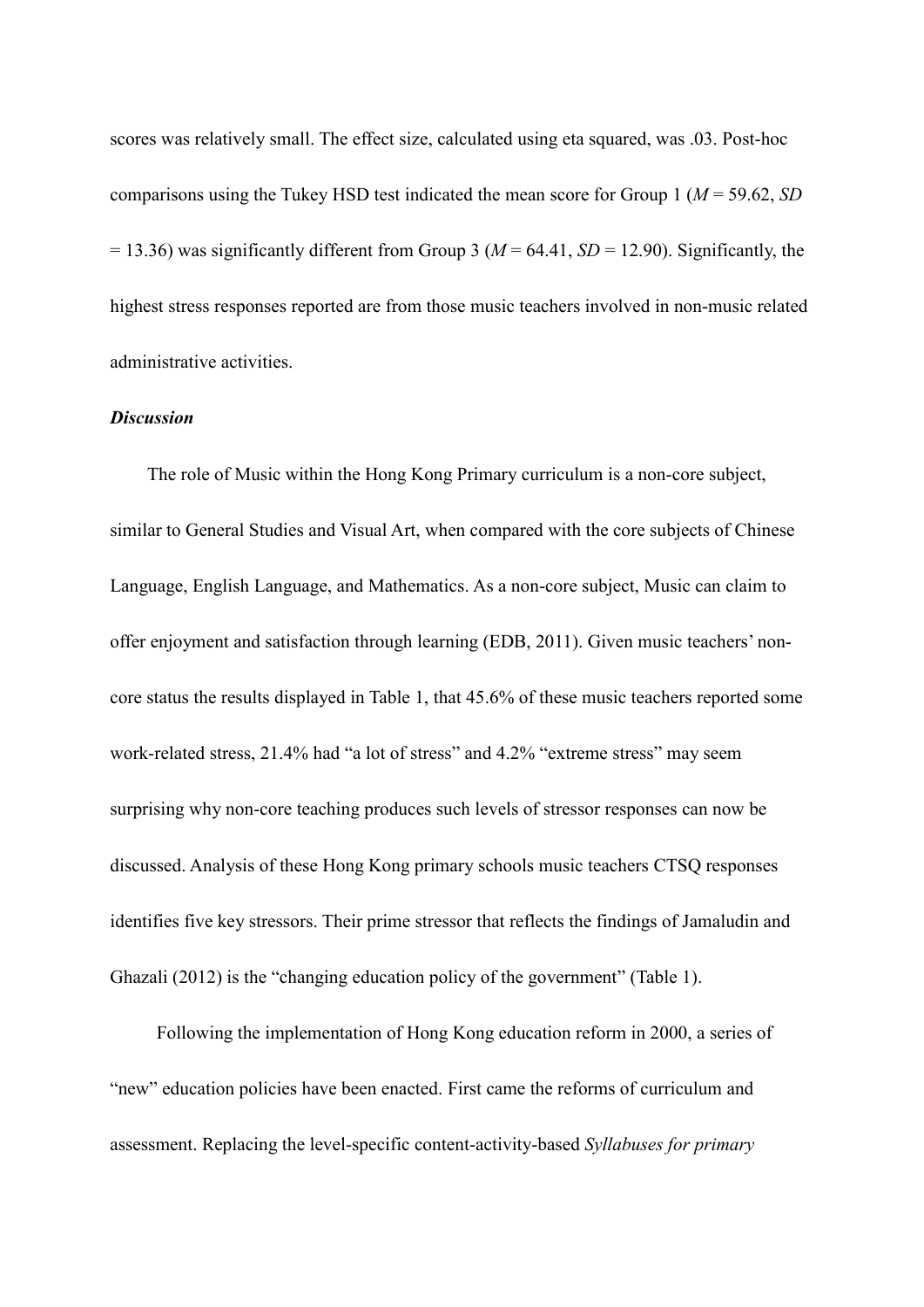scores was relatively small. The effect size, calculated using eta squared, was .03. Post-hoc comparisons using the Tukey HSD test indicated the mean score for Group 1 ($M$ = 59.62, $SD$ = 13.36) was significantly different from Group 3 ($M$ = 64.41, $SD$ = 12.90). Significantly, the highest stress responses reported are from those music teachers involved in non-music related administrative activities.

***Discussion***

The role of Music within the Hong Kong Primary curriculum is a non-core subject, similar to General Studies and Visual Art, when compared with the core subjects of Chinese Language, English Language, and Mathematics. As a non-core subject, Music can claim to offer enjoyment and satisfaction through learning (EDB, 2011). Given music teachers' non-core status the results displayed in Table 1, that 45.6% of these music teachers reported some work-related stress, 21.4% had "a lot of stress" and 4.2% "extreme stress" may seem surprising why non-core teaching produces such levels of stressor responses can now be discussed. Analysis of these Hong Kong primary schools music teachers CTSQ responses identifies five key stressors. Their prime stressor that reflects the findings of Jamaludin and Ghazali (2012) is the "changing education policy of the government" (Table 1).

Following the implementation of Hong Kong education reform in 2000, a series of "new" education policies have been enacted. First came the reforms of curriculum and assessment. Replacing the level-specific content-activity-based *Syllabuses for primary*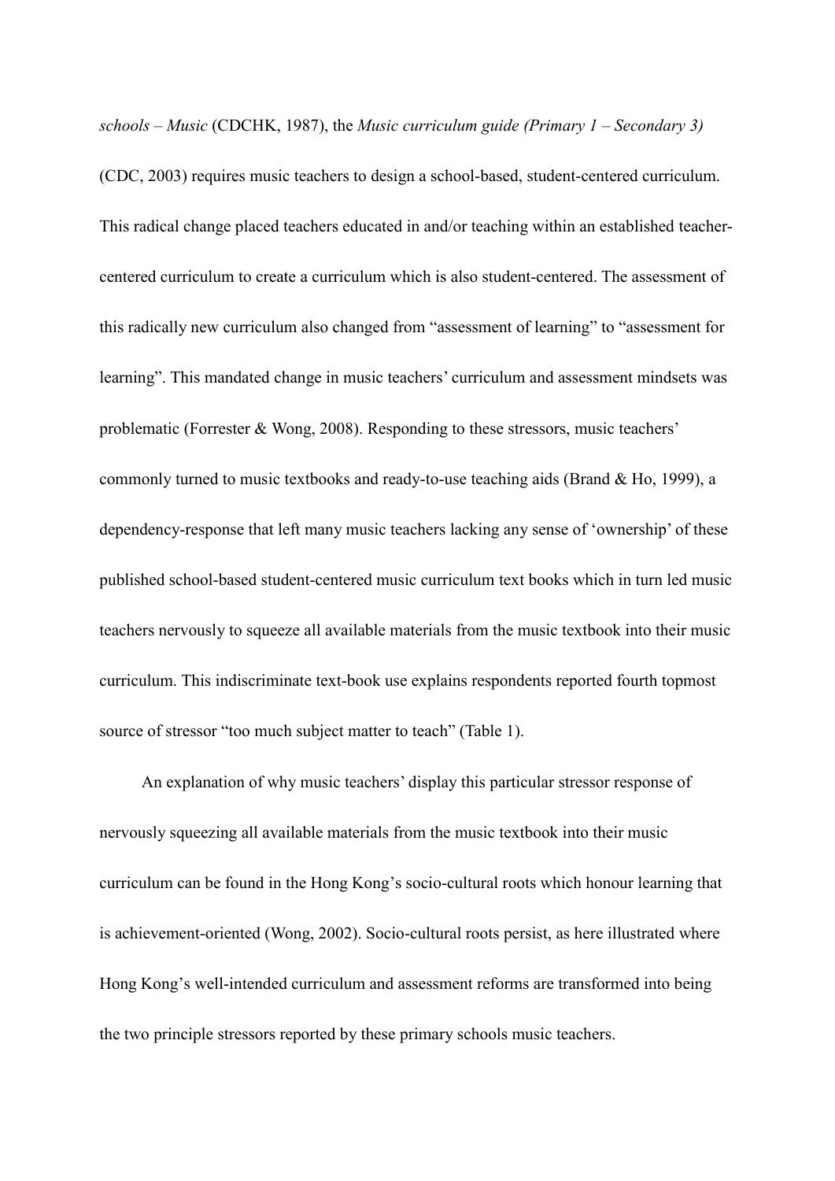*schools – Music* (CDCHK, 1987), the *Music curriculum guide (Primary 1 – Secondary 3)* (CDC, 2003) requires music teachers to design a school-based, student-centered curriculum. This radical change placed teachers educated in and/or teaching within an established teacher-centered curriculum to create a curriculum which is also student-centered. The assessment of this radically new curriculum also changed from "assessment of learning" to "assessment for learning". This mandated change in music teachers' curriculum and assessment mindsets was problematic (Forrester & Wong, 2008). Responding to these stressors, music teachers' commonly turned to music textbooks and ready-to-use teaching aids (Brand & Ho, 1999), a dependency-response that left many music teachers lacking any sense of 'ownership' of these published school-based student-centered music curriculum text books which in turn led music teachers nervously to squeeze all available materials from the music textbook into their music curriculum. This indiscriminate text-book use explains respondents reported fourth topmost source of stressor "too much subject matter to teach" (Table 1).

An explanation of why music teachers' display this particular stressor response of nervously squeezing all available materials from the music textbook into their music curriculum can be found in the Hong Kong's socio-cultural roots which honour learning that is achievement-oriented (Wong, 2002). Socio-cultural roots persist, as here illustrated where Hong Kong's well-intended curriculum and assessment reforms are transformed into being the two principle stressors reported by these primary schools music teachers.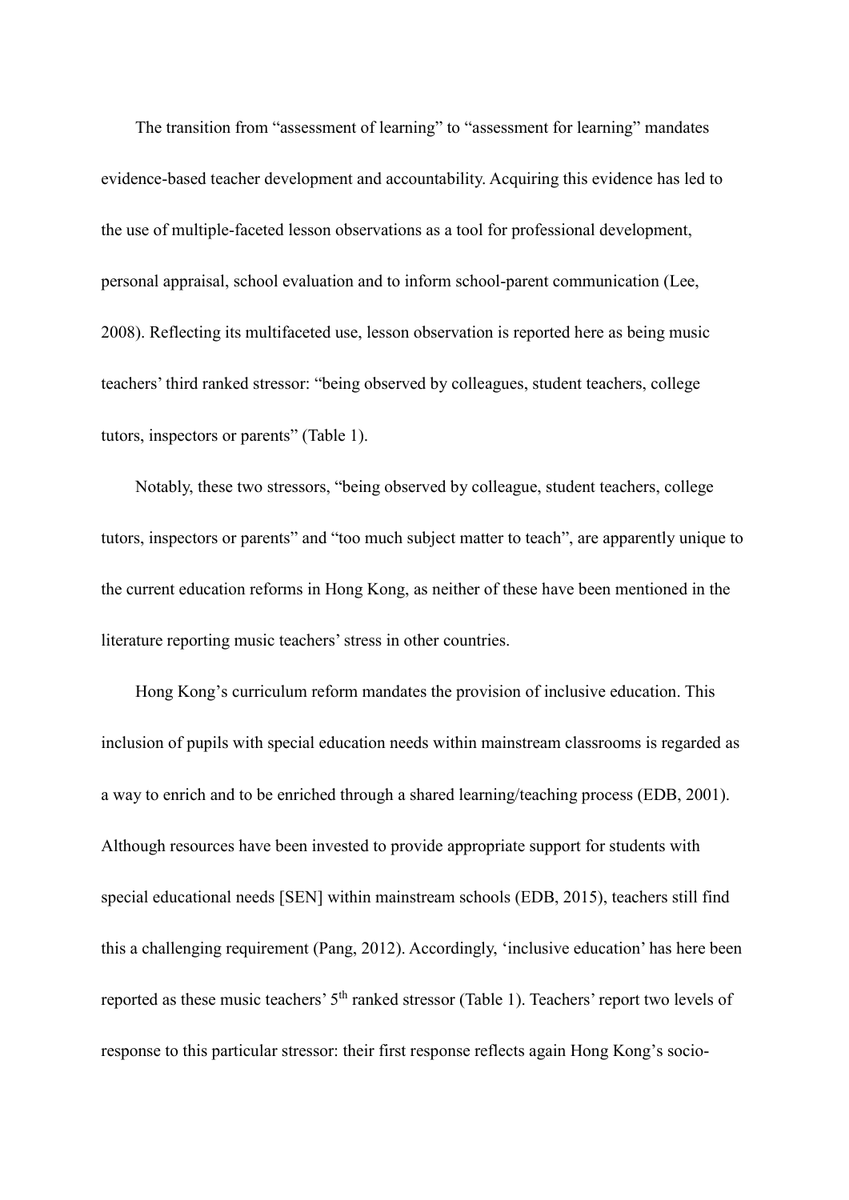The transition from "assessment of learning" to "assessment for learning" mandates evidence-based teacher development and accountability. Acquiring this evidence has led to the use of multiple-faceted lesson observations as a tool for professional development, personal appraisal, school evaluation and to inform school-parent communication (Lee, 2008). Reflecting its multifaceted use, lesson observation is reported here as being music teachers' third ranked stressor: "being observed by colleagues, student teachers, college tutors, inspectors or parents" (Table 1).

Notably, these two stressors, "being observed by colleague, student teachers, college tutors, inspectors or parents" and "too much subject matter to teach", are apparently unique to the current education reforms in Hong Kong, as neither of these have been mentioned in the literature reporting music teachers' stress in other countries.

Hong Kong's curriculum reform mandates the provision of inclusive education. This inclusion of pupils with special education needs within mainstream classrooms is regarded as a way to enrich and to be enriched through a shared learning/teaching process (EDB, 2001). Although resources have been invested to provide appropriate support for students with special educational needs [SEN] within mainstream schools (EDB, 2015), teachers still find this a challenging requirement (Pang, 2012). Accordingly, 'inclusive education' has here been reported as these music teachers' 5th ranked stressor (Table 1). Teachers' report two levels of response to this particular stressor: their first response reflects again Hong Kong's socio-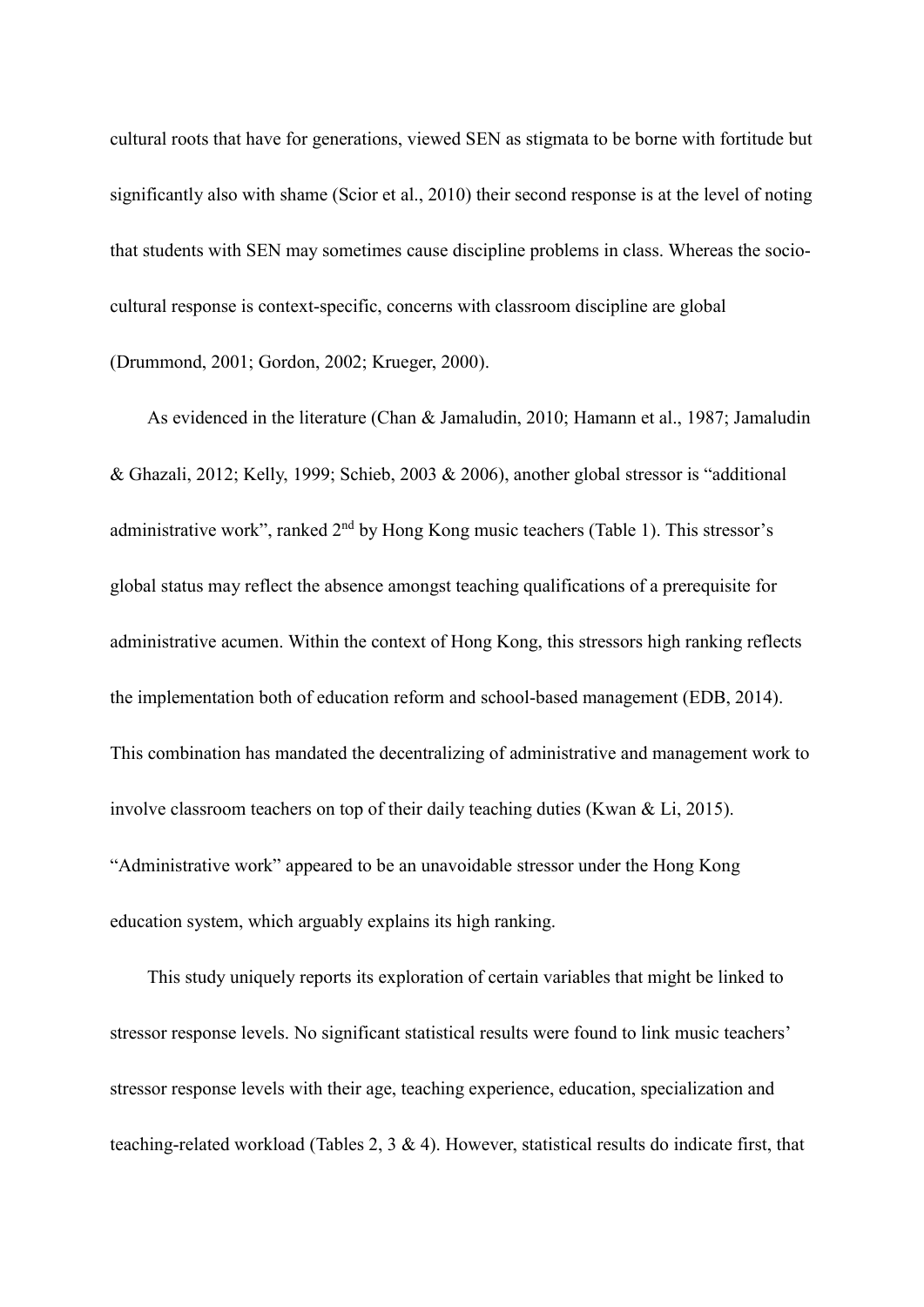cultural roots that have for generations, viewed SEN as stigmata to be borne with fortitude but significantly also with shame (Scior et al., 2010) their second response is at the level of noting that students with SEN may sometimes cause discipline problems in class. Whereas the socio-cultural response is context-specific, concerns with classroom discipline are global (Drummond, 2001; Gordon, 2002; Krueger, 2000).

As evidenced in the literature (Chan & Jamaludin, 2010; Hamann et al., 1987; Jamaludin & Ghazali, 2012; Kelly, 1999; Schieb, 2003 & 2006), another global stressor is "additional administrative work", ranked 2nd by Hong Kong music teachers (Table 1). This stressor's global status may reflect the absence amongst teaching qualifications of a prerequisite for administrative acumen. Within the context of Hong Kong, this stressors high ranking reflects the implementation both of education reform and school-based management (EDB, 2014). This combination has mandated the decentralizing of administrative and management work to involve classroom teachers on top of their daily teaching duties (Kwan & Li, 2015). "Administrative work" appeared to be an unavoidable stressor under the Hong Kong education system, which arguably explains its high ranking.

This study uniquely reports its exploration of certain variables that might be linked to stressor response levels. No significant statistical results were found to link music teachers' stressor response levels with their age, teaching experience, education, specialization and teaching-related workload (Tables 2, 3 & 4). However, statistical results do indicate first, that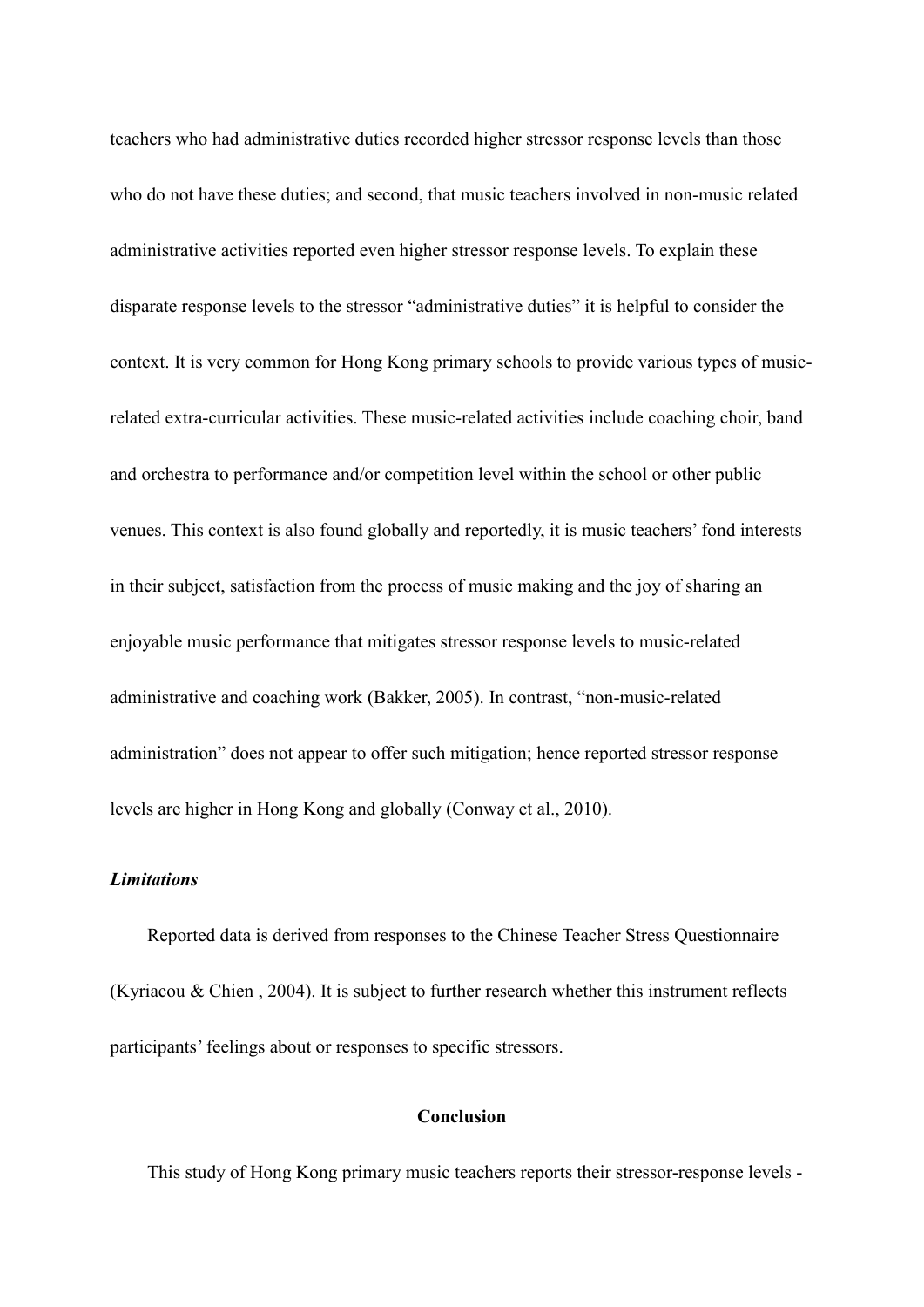teachers who had administrative duties recorded higher stressor response levels than those who do not have these duties; and second, that music teachers involved in non-music related administrative activities reported even higher stressor response levels. To explain these disparate response levels to the stressor "administrative duties" it is helpful to consider the context. It is very common for Hong Kong primary schools to provide various types of music-related extra-curricular activities. These music-related activities include coaching choir, band and orchestra to performance and/or competition level within the school or other public venues. This context is also found globally and reportedly, it is music teachers' fond interests in their subject, satisfaction from the process of music making and the joy of sharing an enjoyable music performance that mitigates stressor response levels to music-related administrative and coaching work (Bakker, 2005). In contrast, "non-music-related administration" does not appear to offer such mitigation; hence reported stressor response levels are higher in Hong Kong and globally (Conway et al., 2010).

***Limitations***

Reported data is derived from responses to the Chinese Teacher Stress Questionnaire (Kyriacou & Chien , 2004). It is subject to further research whether this instrument reflects participants' feelings about or responses to specific stressors.

## Conclusion

This study of Hong Kong primary music teachers reports their stressor-response levels -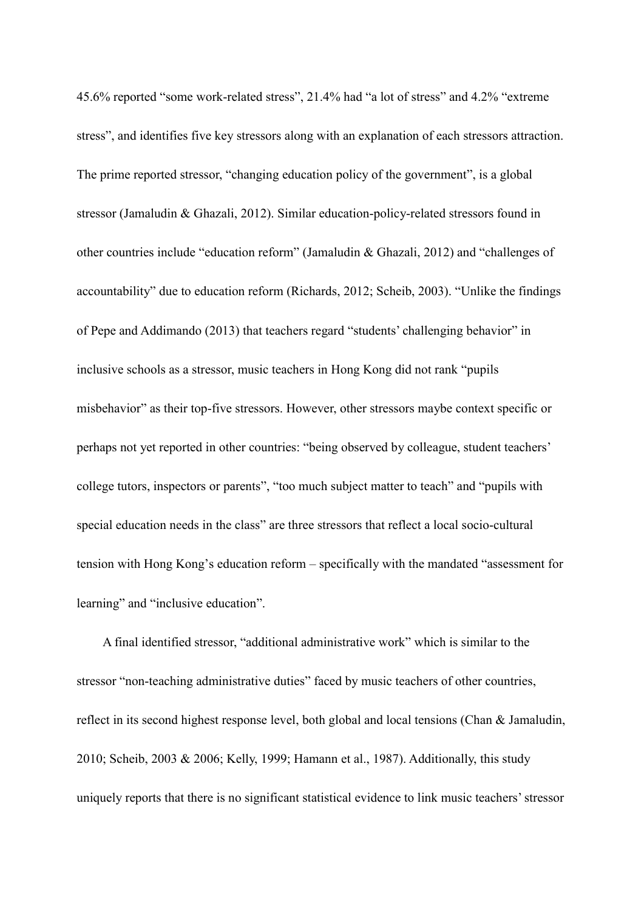45.6% reported “some work-related stress”, 21.4% had “a lot of stress” and 4.2% “extreme stress”, and identifies five key stressors along with an explanation of each stressors attraction. The prime reported stressor, “changing education policy of the government”, is a global stressor (Jamaludin & Ghazali, 2012). Similar education-policy-related stressors found in other countries include “education reform” (Jamaludin & Ghazali, 2012) and “challenges of accountability” due to education reform (Richards, 2012; Scheib, 2003). “Unlike the findings of Pepe and Addimando (2013) that teachers regard “students’ challenging behavior” in inclusive schools as a stressor, music teachers in Hong Kong did not rank “pupils misbehavior” as their top-five stressors. However, other stressors maybe context specific or perhaps not yet reported in other countries: “being observed by colleague, student teachers’ college tutors, inspectors or parents”, “too much subject matter to teach” and “pupils with special education needs in the class” are three stressors that reflect a local socio-cultural tension with Hong Kong’s education reform – specifically with the mandated “assessment for learning” and “inclusive education”.

A final identified stressor, “additional administrative work” which is similar to the stressor “non-teaching administrative duties” faced by music teachers of other countries, reflect in its second highest response level, both global and local tensions (Chan & Jamaludin, 2010; Scheib, 2003 & 2006; Kelly, 1999; Hamann et al., 1987). Additionally, this study uniquely reports that there is no significant statistical evidence to link music teachers’ stressor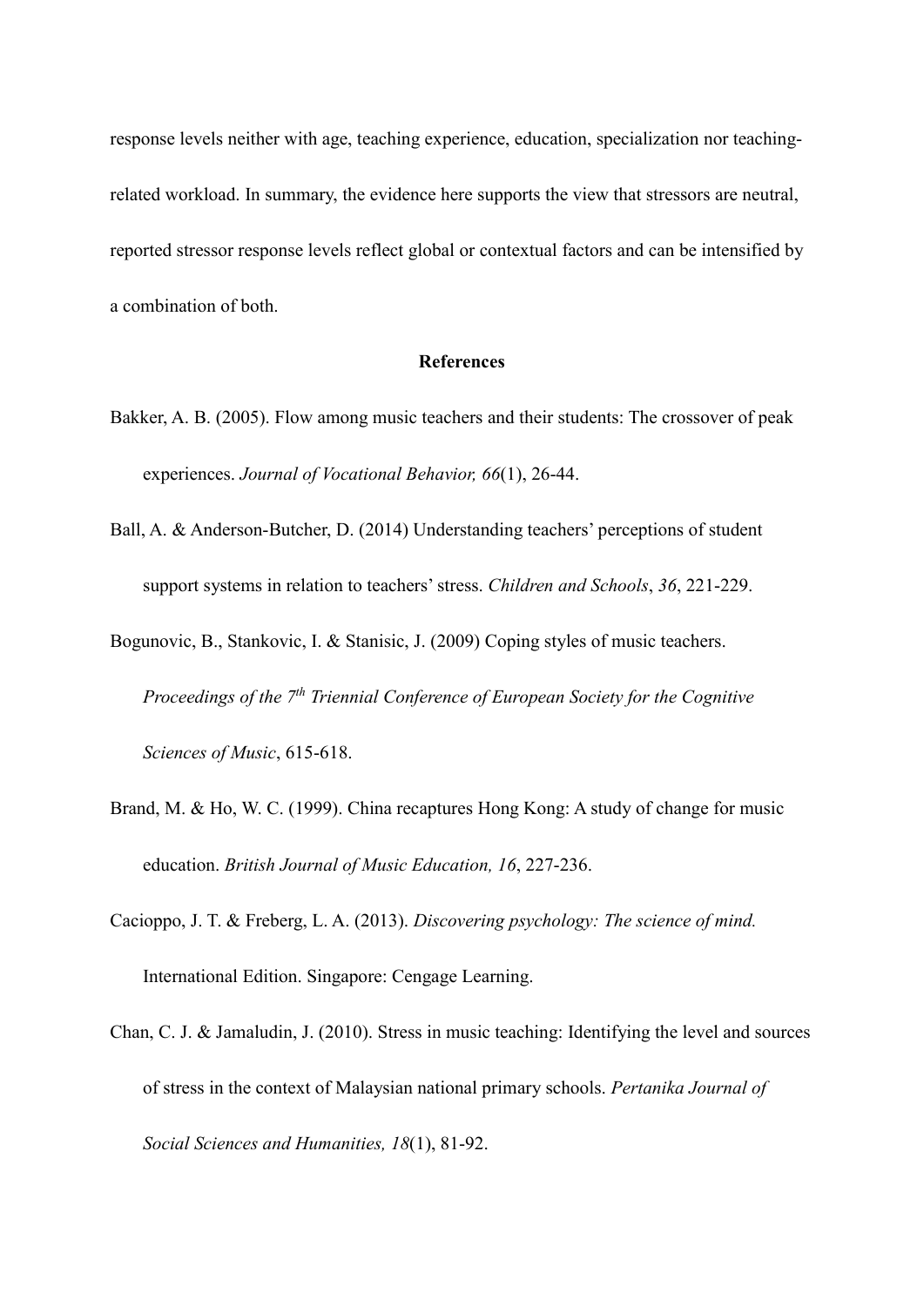response levels neither with age, teaching experience, education, specialization nor teaching-related workload. In summary, the evidence here supports the view that stressors are neutral, reported stressor response levels reflect global or contextual factors and can be intensified by a combination of both.

## References

Bakker, A. B. (2005). Flow among music teachers and their students: The crossover of peak experiences. *Journal of Vocational Behavior, 66*(1), 26-44.

Ball, A. & Anderson-Butcher, D. (2014) Understanding teachers' perceptions of student support systems in relation to teachers' stress. *Children and Schools*, *36*, 221-229.

Bogunovic, B., Stankovic, I. & Stanisic, J. (2009) Coping styles of music teachers. *Proceedings of the 7th Triennial Conference of European Society for the Cognitive Sciences of Music*, 615-618.

Brand, M. & Ho, W. C. (1999). China recaptures Hong Kong: A study of change for music education. *British Journal of Music Education, 16*, 227-236.

Cacioppo, J. T. & Freberg, L. A. (2013). *Discovering psychology: The science of mind.* International Edition. Singapore: Cengage Learning.

Chan, C. J. & Jamaludin, J. (2010). Stress in music teaching: Identifying the level and sources of stress in the context of Malaysian national primary schools. *Pertanika Journal of Social Sciences and Humanities, 18*(1), 81-92.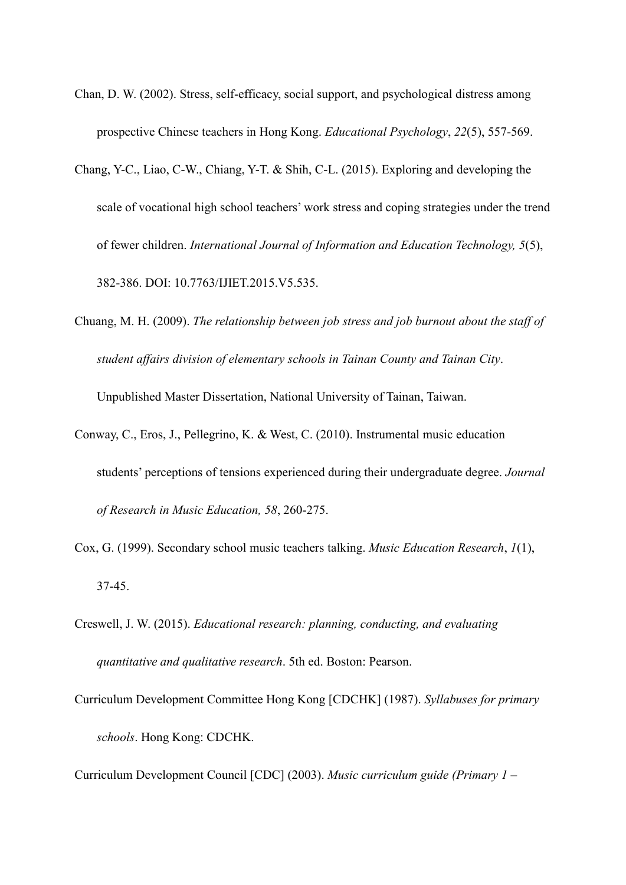Chan, D. W. (2002). Stress, self-efficacy, social support, and psychological distress among prospective Chinese teachers in Hong Kong. *Educational Psychology*, *22*(5), 557-569.

Chang, Y-C., Liao, C-W., Chiang, Y-T. & Shih, C-L. (2015). Exploring and developing the scale of vocational high school teachers' work stress and coping strategies under the trend of fewer children. *International Journal of Information and Education Technology, 5*(5), 382-386. DOI: 10.7763/IJIET.2015.V5.535.

Chuang, M. H. (2009). *The relationship between job stress and job burnout about the staff of student affairs division of elementary schools in Tainan County and Tainan City*. Unpublished Master Dissertation, National University of Tainan, Taiwan.

Conway, C., Eros, J., Pellegrino, K. & West, C. (2010). Instrumental music education students' perceptions of tensions experienced during their undergraduate degree. *Journal of Research in Music Education, 58*, 260-275.

Cox, G. (1999). Secondary school music teachers talking. *Music Education Research*, *1*(1), 37-45.

Creswell, J. W. (2015). *Educational research: planning, conducting, and evaluating quantitative and qualitative research*. 5th ed. Boston: Pearson.

Curriculum Development Committee Hong Kong [CDCHK] (1987). *Syllabuses for primary schools*. Hong Kong: CDCHK.

Curriculum Development Council [CDC] (2003). *Music curriculum guide (Primary 1 –*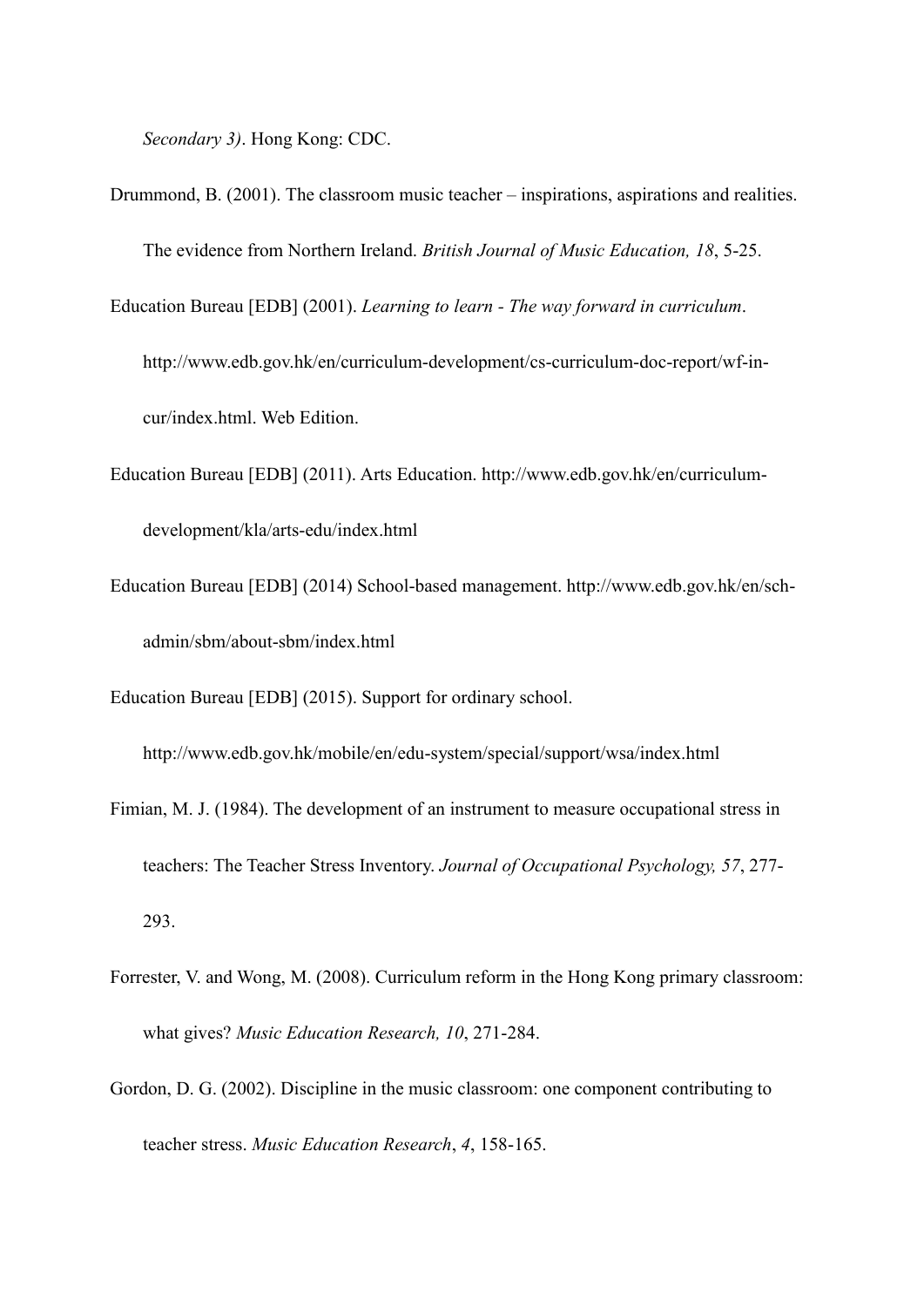*Secondary 3)*. Hong Kong: CDC.

Drummond, B. (2001). The classroom music teacher – inspirations, aspirations and realities. The evidence from Northern Ireland. *British Journal of Music Education, 18*, 5-25.

Education Bureau [EDB] (2001). *Learning to learn - The way forward in curriculum*. http://www.edb.gov.hk/en/curriculum-development/cs-curriculum-doc-report/wf-in-cur/index.html. Web Edition.

Education Bureau [EDB] (2011). Arts Education. http://www.edb.gov.hk/en/curriculum-development/kla/arts-edu/index.html

Education Bureau [EDB] (2014) School-based management. http://www.edb.gov.hk/en/sch-admin/sbm/about-sbm/index.html

Education Bureau [EDB] (2015). Support for ordinary school. http://www.edb.gov.hk/mobile/en/edu-system/special/support/wsa/index.html

Fimian, M. J. (1984). The development of an instrument to measure occupational stress in teachers: The Teacher Stress Inventory. *Journal of Occupational Psychology, 57*, 277-293.

Forrester, V. and Wong, M. (2008). Curriculum reform in the Hong Kong primary classroom: what gives? *Music Education Research, 10*, 271-284.

Gordon, D. G. (2002). Discipline in the music classroom: one component contributing to teacher stress. *Music Education Research*, *4*, 158-165.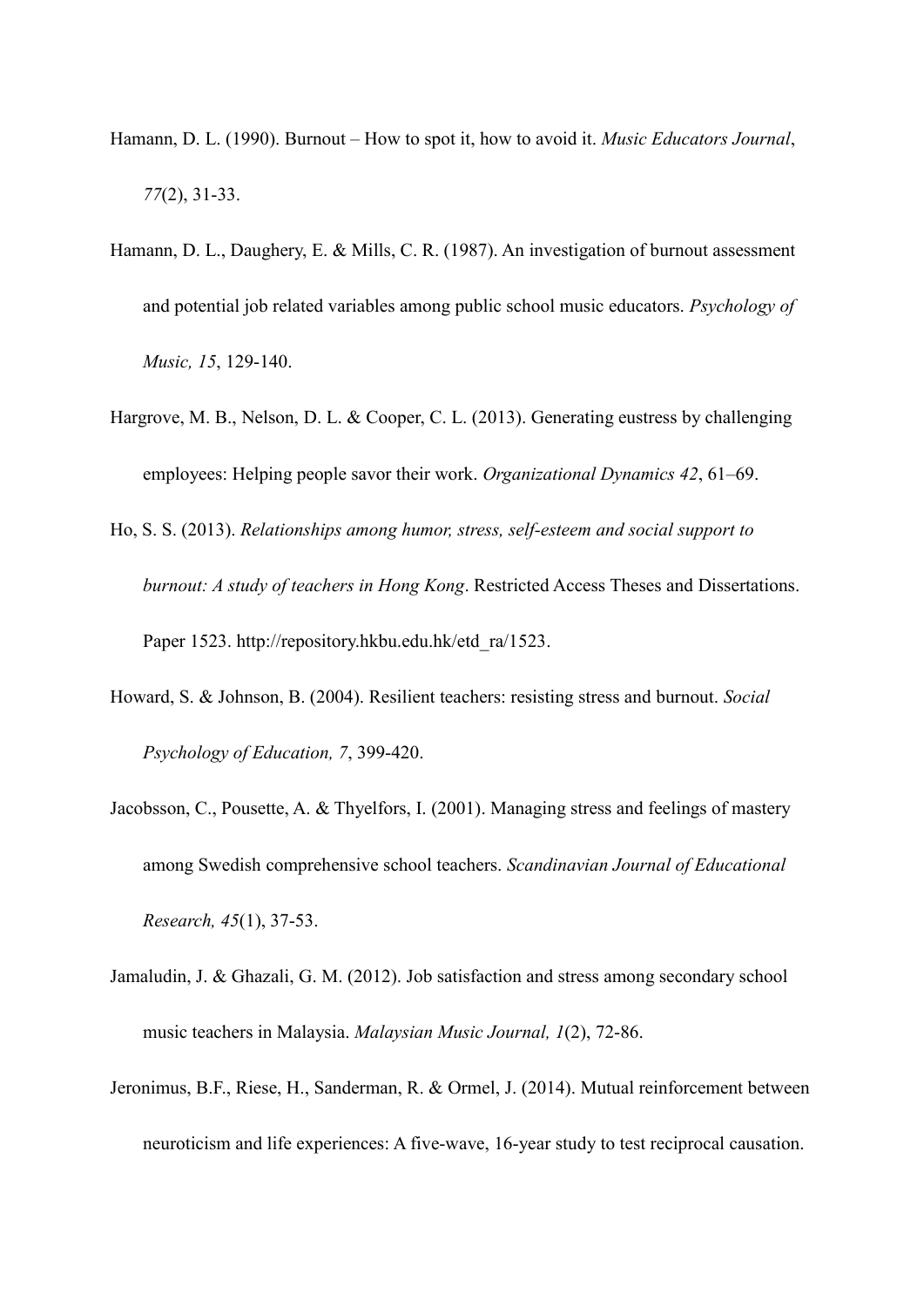Hamann, D. L. (1990). Burnout – How to spot it, how to avoid it. *Music Educators Journal*, *77*(2), 31-33.

Hamann, D. L., Daughery, E. & Mills, C. R. (1987). An investigation of burnout assessment and potential job related variables among public school music educators. *Psychology of Music, 15*, 129-140.

Hargrove, M. B., Nelson, D. L. & Cooper, C. L. (2013). Generating eustress by challenging employees: Helping people savor their work. *Organizational Dynamics 42*, 61–69.

Ho, S. S. (2013). *Relationships among humor, stress, self-esteem and social support to burnout: A study of teachers in Hong Kong*. Restricted Access Theses and Dissertations. Paper 1523. http://repository.hkbu.edu.hk/etd_ra/1523.

Howard, S. & Johnson, B. (2004). Resilient teachers: resisting stress and burnout. *Social Psychology of Education, 7*, 399-420.

Jacobsson, C., Pousette, A. & Thyelfors, I. (2001). Managing stress and feelings of mastery among Swedish comprehensive school teachers. *Scandinavian Journal of Educational Research, 45*(1), 37-53.

Jamaludin, J. & Ghazali, G. M. (2012). Job satisfaction and stress among secondary school music teachers in Malaysia. *Malaysian Music Journal, 1*(2), 72-86.

Jeronimus, B.F., Riese, H., Sanderman, R. & Ormel, J. (2014). Mutual reinforcement between neuroticism and life experiences: A five-wave, 16-year study to test reciprocal causation.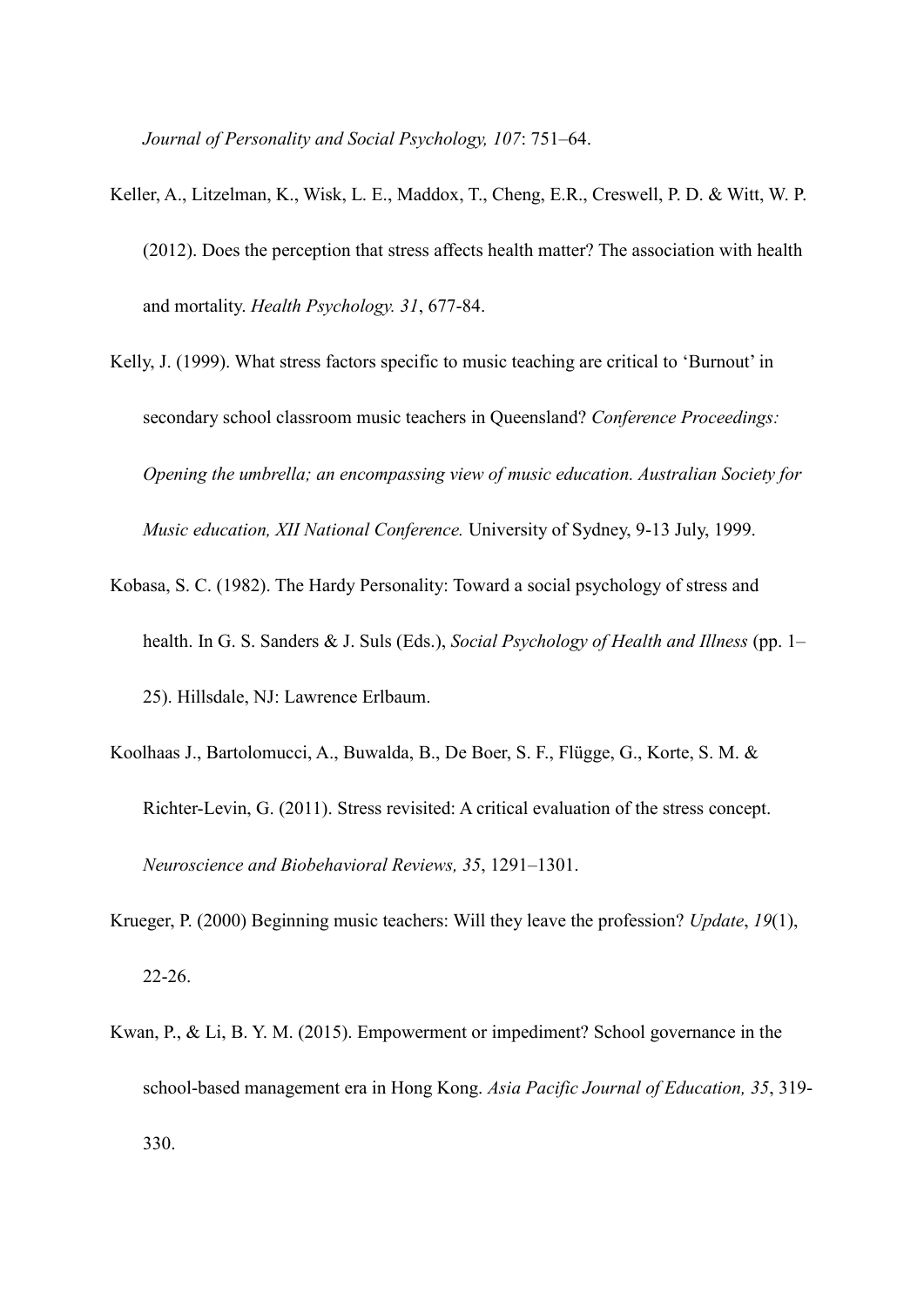*Journal of Personality and Social Psychology, 107*: 751–64.

Keller, A., Litzelman, K., Wisk, L. E., Maddox, T., Cheng, E.R., Creswell, P. D. & Witt, W. P. (2012). Does the perception that stress affects health matter? The association with health and mortality. *Health Psychology. 31*, 677-84.

Kelly, J. (1999). What stress factors specific to music teaching are critical to 'Burnout' in secondary school classroom music teachers in Queensland? *Conference Proceedings: Opening the umbrella; an encompassing view of music education. Australian Society for Music education, XII National Conference.* University of Sydney, 9-13 July, 1999.

Kobasa, S. C. (1982). The Hardy Personality: Toward a social psychology of stress and health. In G. S. Sanders & J. Suls (Eds.), *Social Psychology of Health and Illness* (pp. 1–25). Hillsdale, NJ: Lawrence Erlbaum.

Koolhaas J., Bartolomucci, A., Buwalda, B., De Boer, S. F., Flügge, G., Korte, S. M. & Richter-Levin, G. (2011). Stress revisited: A critical evaluation of the stress concept. *Neuroscience and Biobehavioral Reviews, 35*, 1291–1301.

Krueger, P. (2000) Beginning music teachers: Will they leave the profession? *Update*, *19*(1), 22-26.

Kwan, P., & Li, B. Y. M. (2015). Empowerment or impediment? School governance in the school-based management era in Hong Kong. *Asia Pacific Journal of Education, 35*, 319-330.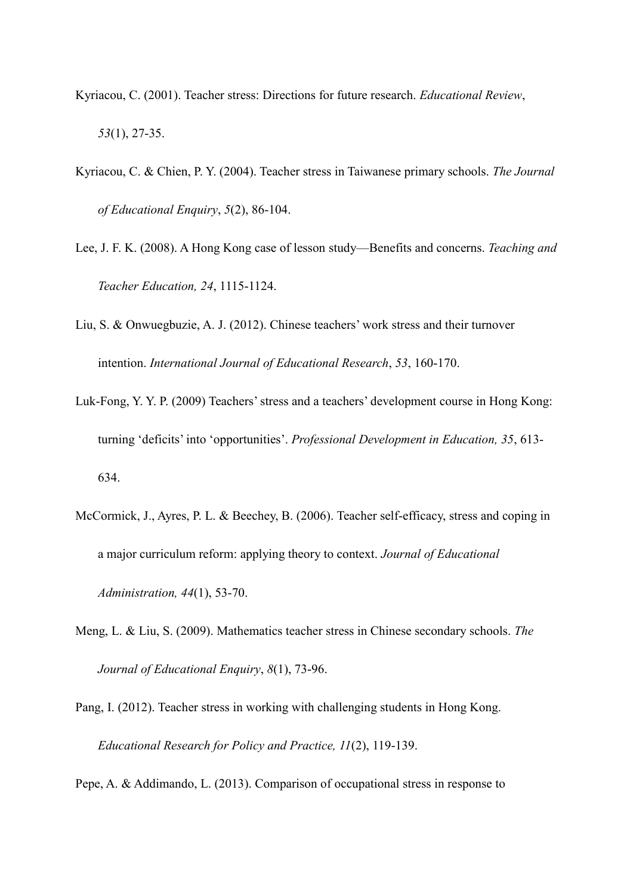Kyriacou, C. (2001). Teacher stress: Directions for future research. *Educational Review*, *53*(1), 27-35.

Kyriacou, C. & Chien, P. Y. (2004). Teacher stress in Taiwanese primary schools. *The Journal of Educational Enquiry*, *5*(2), 86-104.

Lee, J. F. K. (2008). A Hong Kong case of lesson study—Benefits and concerns. *Teaching and Teacher Education, 24*, 1115-1124.

Liu, S. & Onwuegbuzie, A. J. (2012). Chinese teachers' work stress and their turnover intention. *International Journal of Educational Research*, *53*, 160-170.

Luk-Fong, Y. Y. P. (2009) Teachers' stress and a teachers' development course in Hong Kong: turning 'deficits' into 'opportunities'. *Professional Development in Education, 35*, 613-634.

McCormick, J., Ayres, P. L. & Beechey, B. (2006). Teacher self-efficacy, stress and coping in a major curriculum reform: applying theory to context. *Journal of Educational Administration, 44*(1), 53-70.

Meng, L. & Liu, S. (2009). Mathematics teacher stress in Chinese secondary schools. *The Journal of Educational Enquiry*, *8*(1), 73-96.

Pang, I. (2012). Teacher stress in working with challenging students in Hong Kong. *Educational Research for Policy and Practice, 11*(2), 119-139.

Pepe, A. & Addimando, L. (2013). Comparison of occupational stress in response to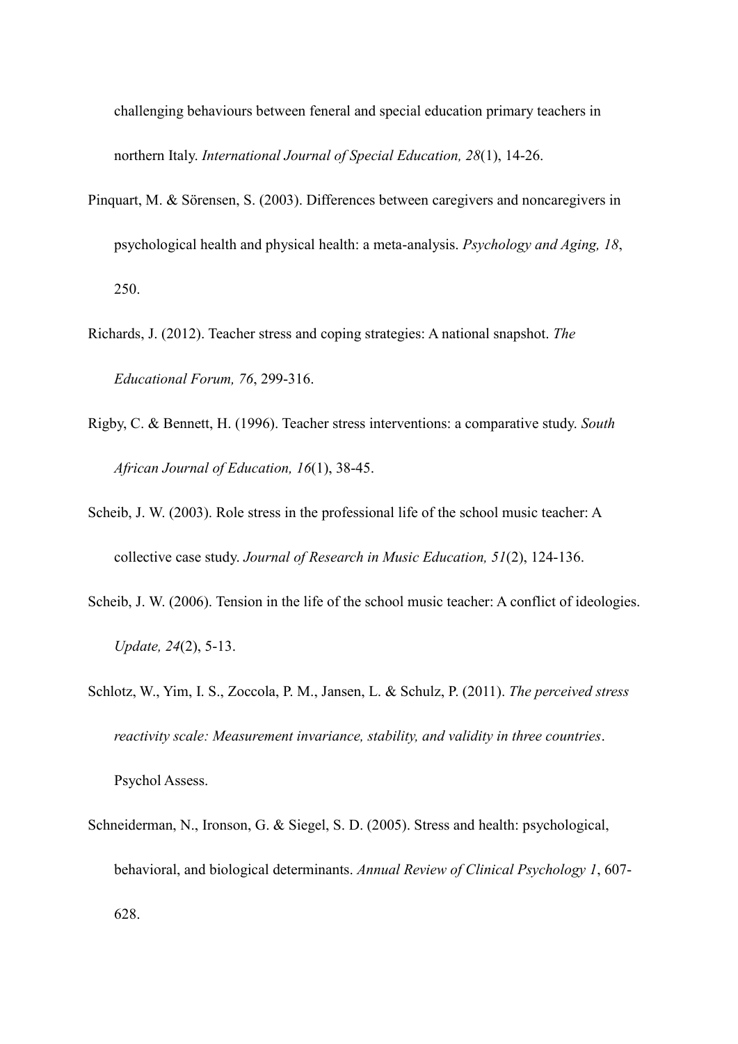challenging behaviours between feneral and special education primary teachers in northern Italy. *International Journal of Special Education, 28*(1), 14-26.

Pinquart, M. & Sörensen, S. (2003). Differences between caregivers and noncaregivers in psychological health and physical health: a meta-analysis. *Psychology and Aging, 18*, 250.

Richards, J. (2012). Teacher stress and coping strategies: A national snapshot. *The Educational Forum, 76*, 299-316.

Rigby, C. & Bennett, H. (1996). Teacher stress interventions: a comparative study. *South African Journal of Education, 16*(1), 38-45.

Scheib, J. W. (2003). Role stress in the professional life of the school music teacher: A collective case study. *Journal of Research in Music Education, 51*(2), 124-136.

Scheib, J. W. (2006). Tension in the life of the school music teacher: A conflict of ideologies. *Update, 24*(2), 5-13.

Schlotz, W., Yim, I. S., Zoccola, P. M., Jansen, L. & Schulz, P. (2011). *The perceived stress reactivity scale: Measurement invariance, stability, and validity in three countries*. Psychol Assess.

Schneiderman, N., Ironson, G. & Siegel, S. D. (2005). Stress and health: psychological, behavioral, and biological determinants. *Annual Review of Clinical Psychology 1*, 607-628.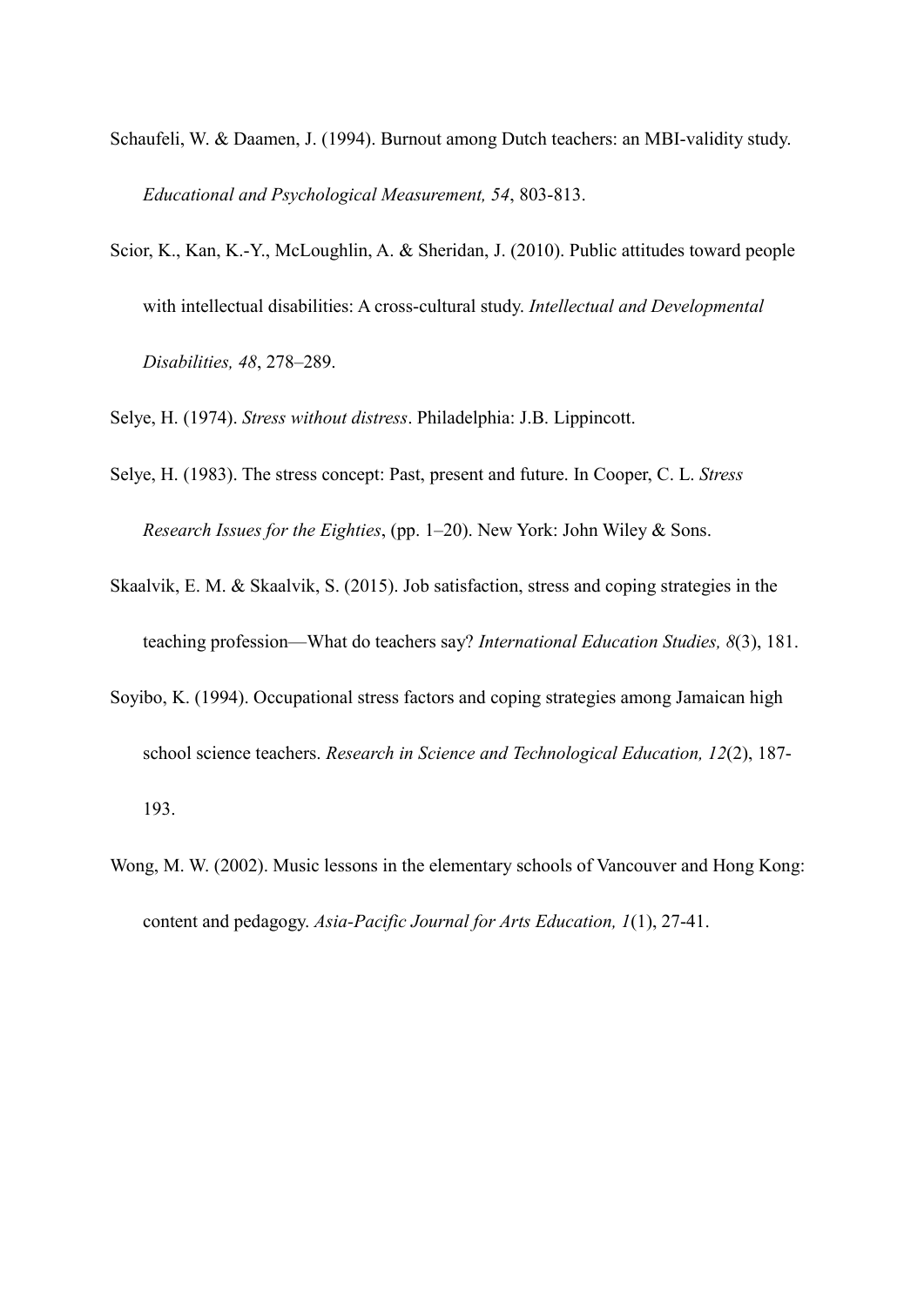Schaufeli, W. & Daamen, J. (1994). Burnout among Dutch teachers: an MBI-validity study. *Educational and Psychological Measurement, 54*, 803-813.

Scior, K., Kan, K.-Y., McLoughlin, A. & Sheridan, J. (2010). Public attitudes toward people with intellectual disabilities: A cross-cultural study. *Intellectual and Developmental Disabilities, 48*, 278–289.

Selye, H. (1974). *Stress without distress*. Philadelphia: J.B. Lippincott.

Selye, H. (1983). The stress concept: Past, present and future. In Cooper, C. L. *Stress Research Issues for the Eighties*, (pp. 1–20). New York: John Wiley & Sons.

Skaalvik, E. M. & Skaalvik, S. (2015). Job satisfaction, stress and coping strategies in the teaching profession—What do teachers say? *International Education Studies, 8*(3), 181.

Soyibo, K. (1994). Occupational stress factors and coping strategies among Jamaican high school science teachers. *Research in Science and Technological Education, 12*(2), 187-193.

Wong, M. W. (2002). Music lessons in the elementary schools of Vancouver and Hong Kong: content and pedagogy. *Asia-Pacific Journal for Arts Education, 1*(1), 27-41.